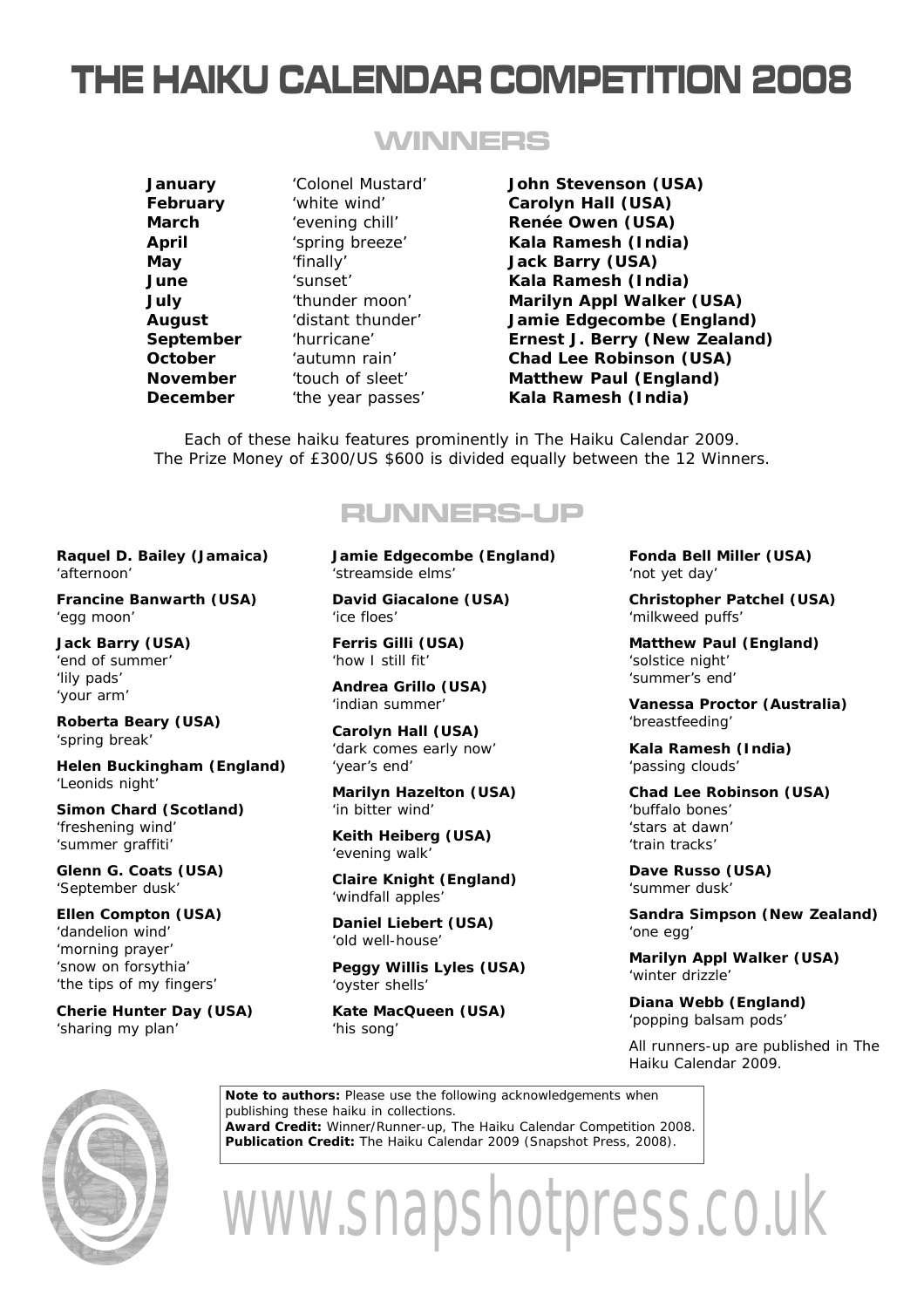# THE HAIKU CALENDAR COMPETITION 2008

## WINNERS

| | | |
|---|---|---|
| **January** | 'Colonel Mustard' | **John Stevenson (USA)** |
| **February** | 'white wind' | **Carolyn Hall (USA)** |
| **March** | 'evening chill' | **Renée Owen (USA)** |
| **April** | 'spring breeze' | **Kala Ramesh (India)** |
| **May** | 'finally' | **Jack Barry (USA)** |
| **June** | 'sunset' | **Kala Ramesh (India)** |
| **July** | 'thunder moon' | **Marilyn Appl Walker (USA)** |
| **August** | 'distant thunder' | **Jamie Edgecombe (England)** |
| **September** | 'hurricane' | **Ernest J. Berry (New Zealand)** |
| **October** | 'autumn rain' | **Chad Lee Robinson (USA)** |
| **November** | 'touch of sleet' | **Matthew Paul (England)** |
| **December** | 'the year passes' | **Kala Ramesh (India)** |

Each of these haiku features prominently in The Haiku Calendar 2009.
The Prize Money of £300/US $600 is divided equally between the 12 Winners.

## RUNNERS-UP

**Raquel D. Bailey (Jamaica)**
'afternoon'

**Francine Banwarth (USA)**
'egg moon'

**Jack Barry (USA)**
'end of summer'
'lily pads'
'your arm'

**Roberta Beary (USA)**
'spring break'

**Helen Buckingham (England)**
'Leonids night'

**Simon Chard (Scotland)**
'freshening wind'
'summer graffiti'

**Glenn G. Coats (USA)**
'September dusk'

**Ellen Compton (USA)**
'dandelion wind'
'morning prayer'
'snow on forsythia'
'the tips of my fingers'

**Cherie Hunter Day (USA)**
'sharing my plan'

**Jamie Edgecombe (England)**
'streamside elms'

**David Giacalone (USA)**
'ice floes'

**Ferris Gilli (USA)**
'how I still fit'

**Andrea Grillo (USA)**
'indian summer'

**Carolyn Hall (USA)**
'dark comes early now'
'year's end'

**Marilyn Hazelton (USA)**
'in bitter wind'

**Keith Heiberg (USA)**
'evening walk'

**Claire Knight (England)**
'windfall apples'

**Daniel Liebert (USA)**
'old well-house'

**Peggy Willis Lyles (USA)**
'oyster shells'

**Kate MacQueen (USA)**
'his song'

**Fonda Bell Miller (USA)**
'not yet day'

**Christopher Patchel (USA)**
'milkweed puffs'

**Matthew Paul (England)**
'solstice night'
'summer's end'

**Vanessa Proctor (Australia)**
'breastfeeding'

**Kala Ramesh (India)**
'passing clouds'

**Chad Lee Robinson (USA)**
'buffalo bones'
'stars at dawn'
'train tracks'

**Dave Russo (USA)**
'summer dusk'

**Sandra Simpson (New Zealand)**
'one egg'

**Marilyn Appl Walker (USA)**
'winter drizzle'

**Diana Webb (England)**
'popping balsam pods'

All runners-up are published in The Haiku Calendar 2009.

**Note to authors:** Please use the following acknowledgements when publishing these haiku in collections.
**Award Credit:** Winner/Runner-up, The Haiku Calendar Competition 2008.
**Publication Credit:** The Haiku Calendar 2009 (Snapshot Press, 2008).

www.snapshotpress.co.uk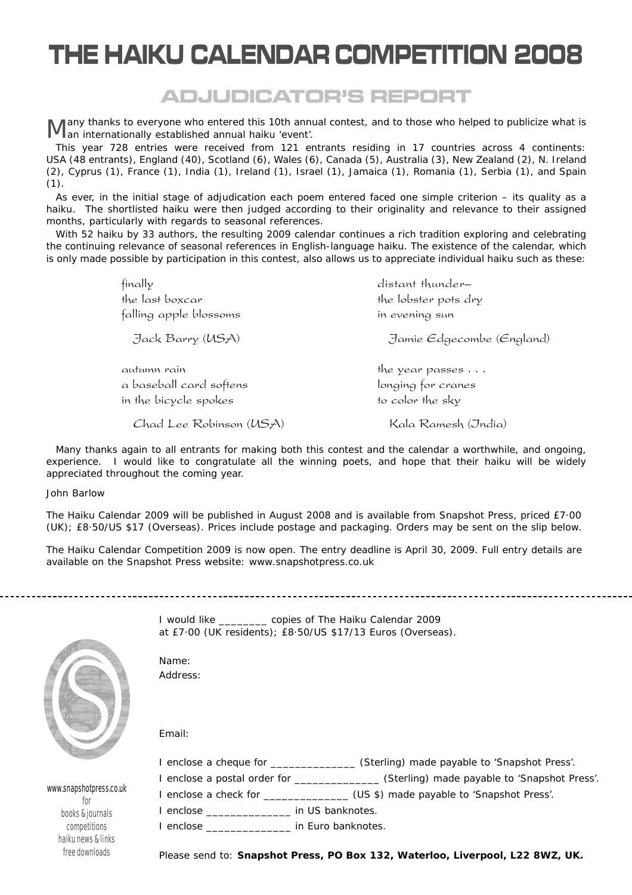# THE HAIKU CALENDAR COMPETITION 2008

## ADJUDICATOR'S REPORT

Many thanks to everyone who entered this 10th annual contest, and to those who helped to publicize what is an internationally established annual haiku 'event'.

This year 728 entries were received from 121 entrants residing in 17 countries across 4 continents: USA (48 entrants), England (40), Scotland (6), Wales (6), Canada (5), Australia (3), New Zealand (2), N. Ireland (2), Cyprus (1), France (1), India (1), Ireland (1), Israel (1), Jamaica (1), Romania (1), Serbia (1), and Spain (1).

As ever, in the initial stage of adjudication each poem entered faced one simple criterion – its quality as a haiku. The shortlisted haiku were then judged according to their originality and relevance to their assigned months, particularly with regards to seasonal references.

With 52 haiku by 33 authors, the resulting 2009 calendar continues a rich tradition exploring and celebrating the continuing relevance of seasonal references in English-language haiku. The existence of the calendar, which is only made possible by participation in this contest, also allows us to appreciate individual haiku such as these:

finally
the last boxcar
falling apple blossoms

Jack Barry (USA)

distant thunder–
the lobster pots dry
in evening sun

Jamie Edgecombe (England)

autumn rain
a baseball card softens
in the bicycle spokes

Chad Lee Robinson (USA)

the year passes . . .
longing for cranes
to color the sky

Kala Ramesh (India)

Many thanks again to all entrants for making both this contest and the calendar a worthwhile, and ongoing, experience. I would like to congratulate all the winning poets, and hope that their haiku will be widely appreciated throughout the coming year.

John Barlow

The Haiku Calendar 2009 will be published in August 2008 and is available from Snapshot Press, priced £7·00 (UK); £8·50/US $17 (Overseas). Prices include postage and packaging. Orders may be sent on the slip below.

The Haiku Calendar Competition 2009 is now open. The entry deadline is April 30, 2009. Full entry details are available on the Snapshot Press website: www.snapshotpress.co.uk

---

I would like ________ copies of The Haiku Calendar 2009
at £7·00 (UK residents); £8·50/US $17/13 Euros (Overseas).

Name:
Address:

Email:

I enclose a cheque for ______________ (Sterling) made payable to 'Snapshot Press'.
I enclose a postal order for ______________ (Sterling) made payable to 'Snapshot Press'.
I enclose a check for ______________ (US $) made payable to 'Snapshot Press'.
I enclose ______________ in US banknotes.
I enclose ______________ in Euro banknotes.

Please send to: **Snapshot Press, PO Box 132, Waterloo, Liverpool, L22 8WZ, UK.**

www.snapshotpress.co.uk
for
books & journals
competitions
haiku news & links
free downloads